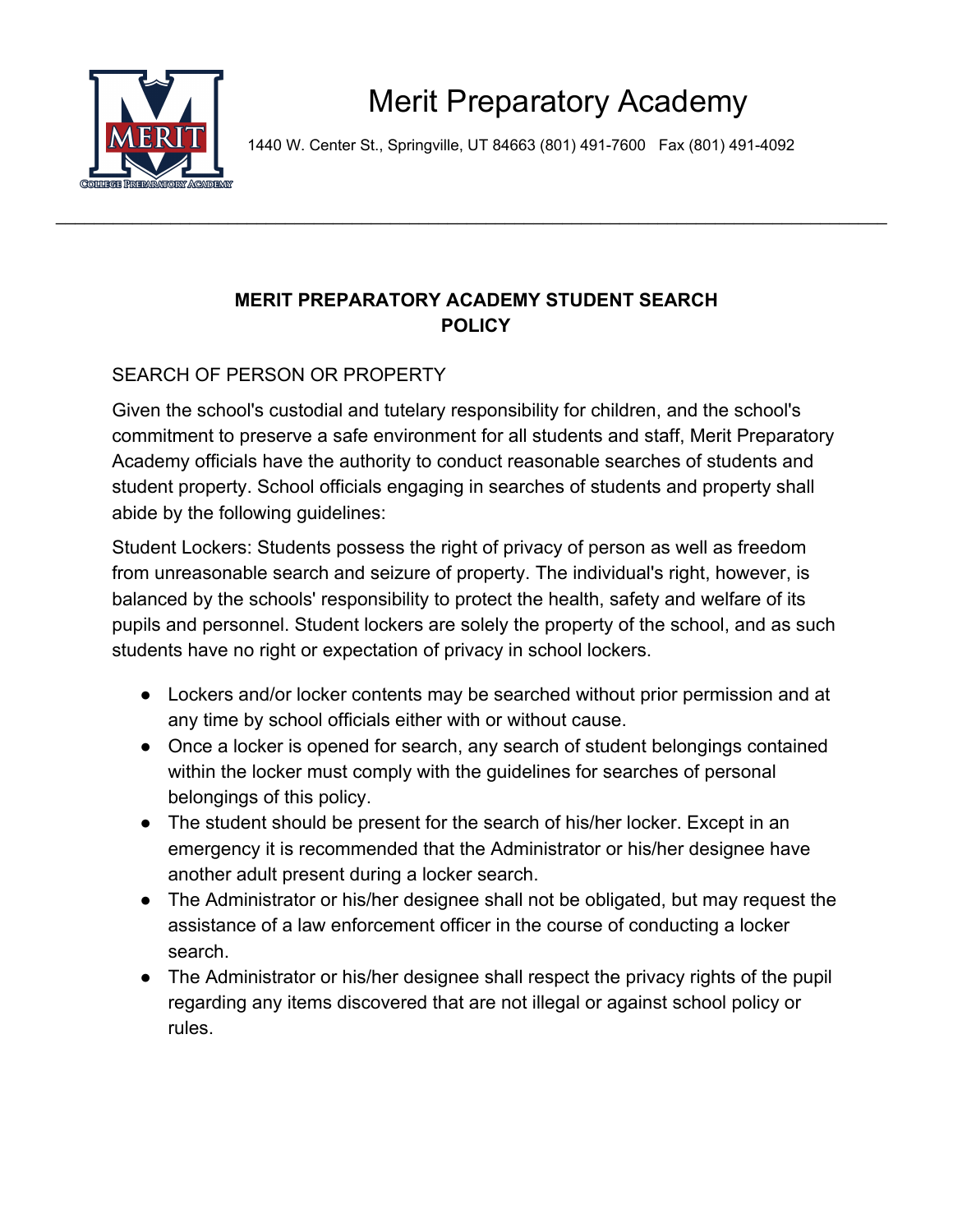# Merit Preparatory Academy

1440 W. Center St., Springville, UT 84663 (801) 491-7600 Fax (801) 491-4092

---

## MERIT PREPARATORY ACADEMY STUDENT SEARCH POLICY

### SEARCH OF PERSON OR PROPERTY

Given the school's custodial and tutelary responsibility for children, and the school's commitment to preserve a safe environment for all students and staff, Merit Preparatory Academy officials have the authority to conduct reasonable searches of students and student property. School officials engaging in searches of students and property shall abide by the following guidelines:

Student Lockers: Students possess the right of privacy of person as well as freedom from unreasonable search and seizure of property. The individual's right, however, is balanced by the schools' responsibility to protect the health, safety and welfare of its pupils and personnel. Student lockers are solely the property of the school, and as such students have no right or expectation of privacy in school lockers.

- Lockers and/or locker contents may be searched without prior permission and at any time by school officials either with or without cause.
- Once a locker is opened for search, any search of student belongings contained within the locker must comply with the guidelines for searches of personal belongings of this policy.
- The student should be present for the search of his/her locker. Except in an emergency it is recommended that the Administrator or his/her designee have another adult present during a locker search.
- The Administrator or his/her designee shall not be obligated, but may request the assistance of a law enforcement officer in the course of conducting a locker search.
- The Administrator or his/her designee shall respect the privacy rights of the pupil regarding any items discovered that are not illegal or against school policy or rules.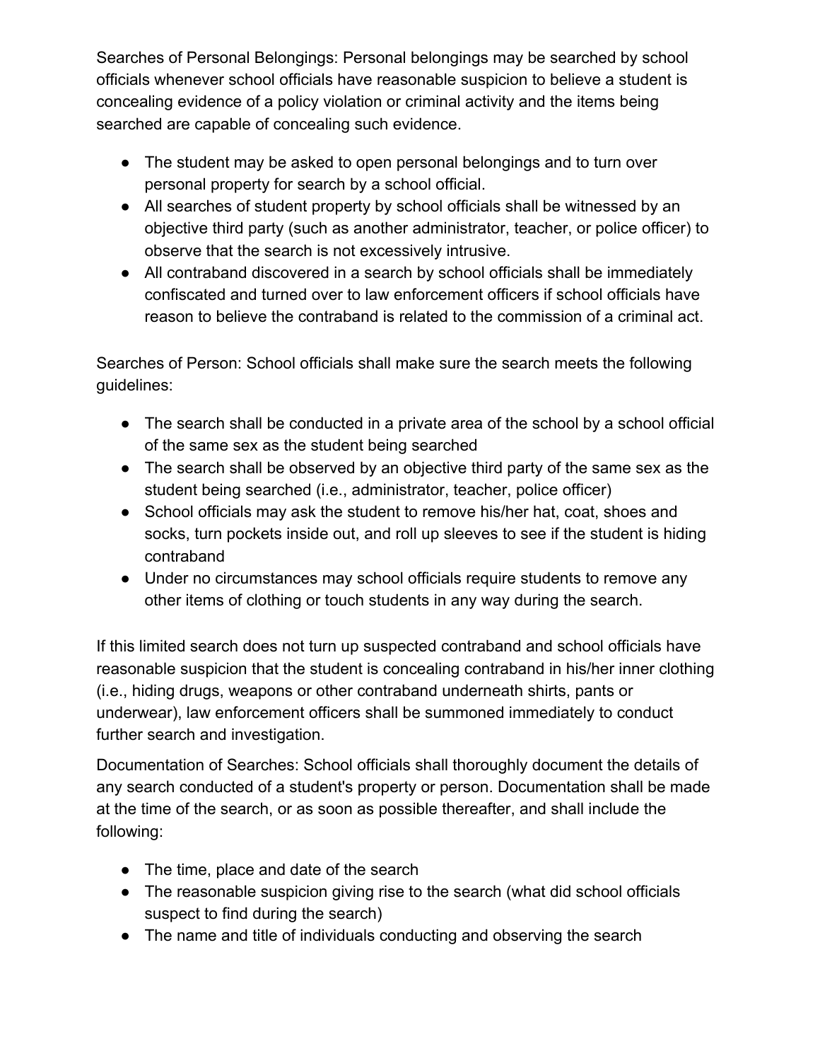Searches of Personal Belongings: Personal belongings may be searched by school officials whenever school officials have reasonable suspicion to believe a student is concealing evidence of a policy violation or criminal activity and the items being searched are capable of concealing such evidence.

- The student may be asked to open personal belongings and to turn over personal property for search by a school official.
- All searches of student property by school officials shall be witnessed by an objective third party (such as another administrator, teacher, or police officer) to observe that the search is not excessively intrusive.
- All contraband discovered in a search by school officials shall be immediately confiscated and turned over to law enforcement officers if school officials have reason to believe the contraband is related to the commission of a criminal act.

Searches of Person: School officials shall make sure the search meets the following guidelines:

- The search shall be conducted in a private area of the school by a school official of the same sex as the student being searched
- The search shall be observed by an objective third party of the same sex as the student being searched (i.e., administrator, teacher, police officer)
- School officials may ask the student to remove his/her hat, coat, shoes and socks, turn pockets inside out, and roll up sleeves to see if the student is hiding contraband
- Under no circumstances may school officials require students to remove any other items of clothing or touch students in any way during the search.

If this limited search does not turn up suspected contraband and school officials have reasonable suspicion that the student is concealing contraband in his/her inner clothing (i.e., hiding drugs, weapons or other contraband underneath shirts, pants or underwear), law enforcement officers shall be summoned immediately to conduct further search and investigation.

Documentation of Searches: School officials shall thoroughly document the details of any search conducted of a student's property or person. Documentation shall be made at the time of the search, or as soon as possible thereafter, and shall include the following:

- The time, place and date of the search
- The reasonable suspicion giving rise to the search (what did school officials suspect to find during the search)
- The name and title of individuals conducting and observing the search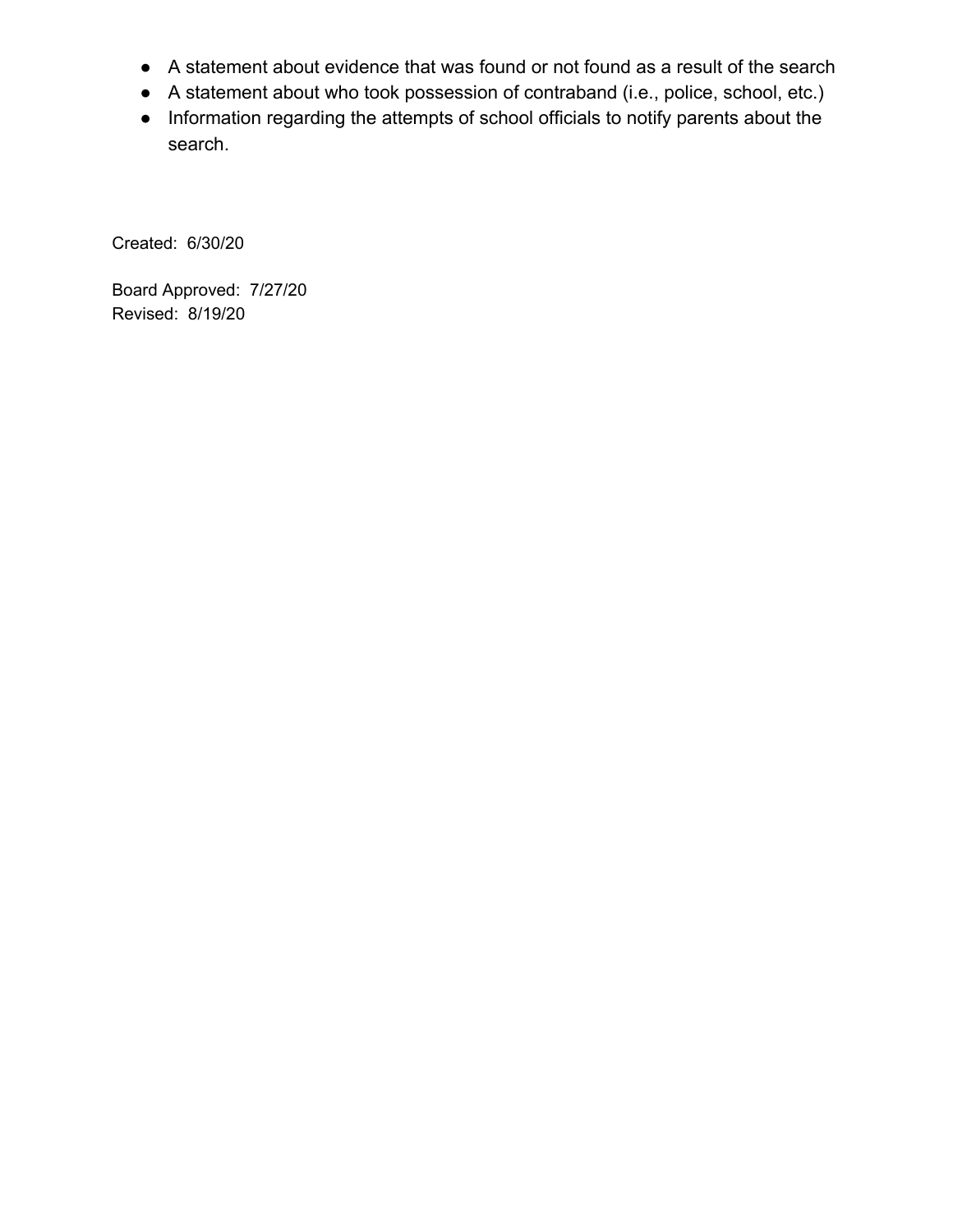- A statement about evidence that was found or not found as a result of the search
- A statement about who took possession of contraband (i.e., police, school, etc.)
- Information regarding the attempts of school officials to notify parents about the search.

Created: 6/30/20

Board Approved: 7/27/20
Revised: 8/19/20